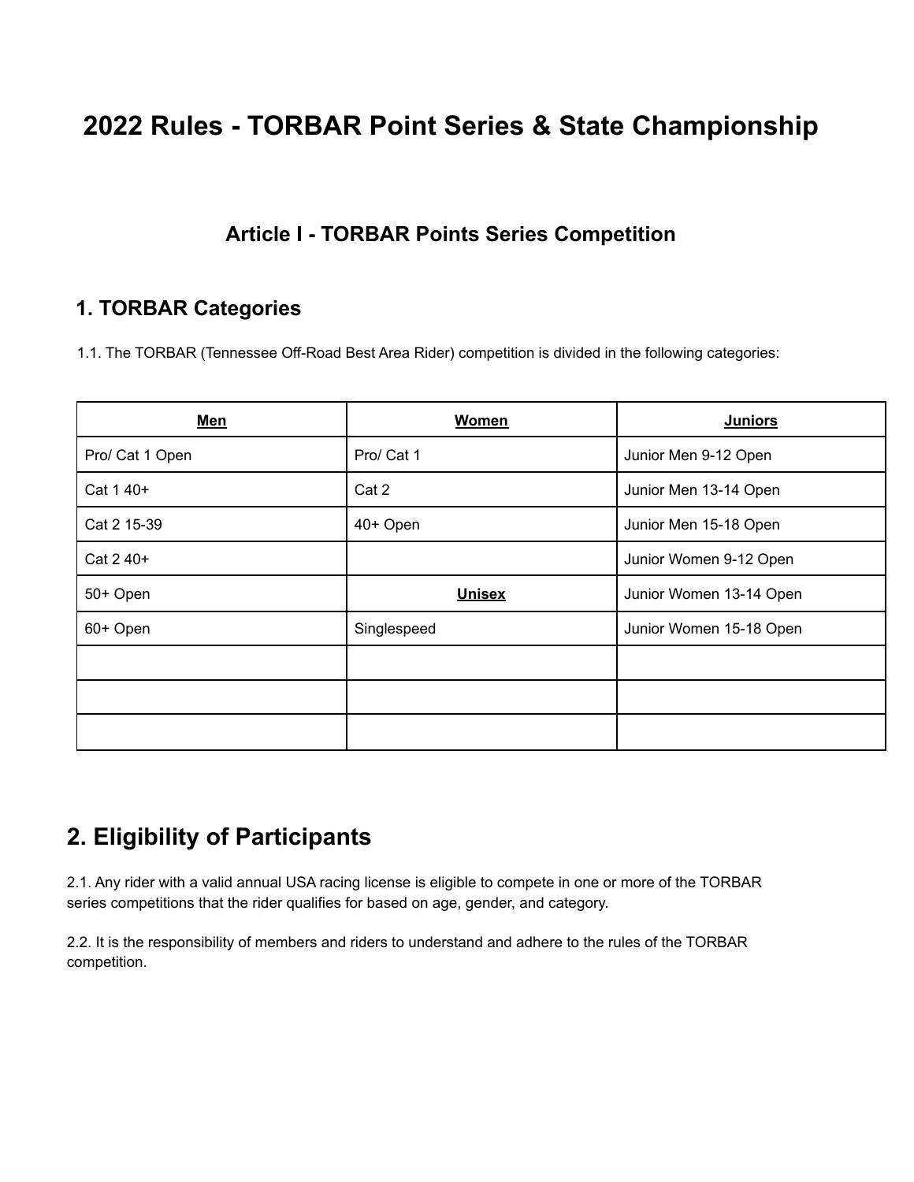# 2022 Rules - TORBAR Point Series & State Championship

## Article I - TORBAR Points Series Competition

### 1. TORBAR Categories

1.1. The TORBAR (Tennessee Off-Road Best Area Rider) competition is divided in the following categories:

| **Men** | **Women** | **Juniors** |
|---|---|---|
| Pro/ Cat 1 Open | Pro/ Cat 1 | Junior Men 9-12 Open |
| Cat 1 40+ | Cat 2 | Junior Men 13-14 Open |
| Cat 2 15-39 | 40+ Open | Junior Men 15-18 Open |
| Cat 2 40+ | | Junior Women 9-12 Open |
| 50+ Open | **Unisex** | Junior Women 13-14 Open |
| 60+ Open | Singlespeed | Junior Women 15-18 Open |
| | | |
| | | |
| | | |

## 2. Eligibility of Participants

2.1. Any rider with a valid annual USA racing license is eligible to compete in one or more of the TORBAR series competitions that the rider qualifies for based on age, gender, and category.

2.2. It is the responsibility of members and riders to understand and adhere to the rules of the TORBAR competition.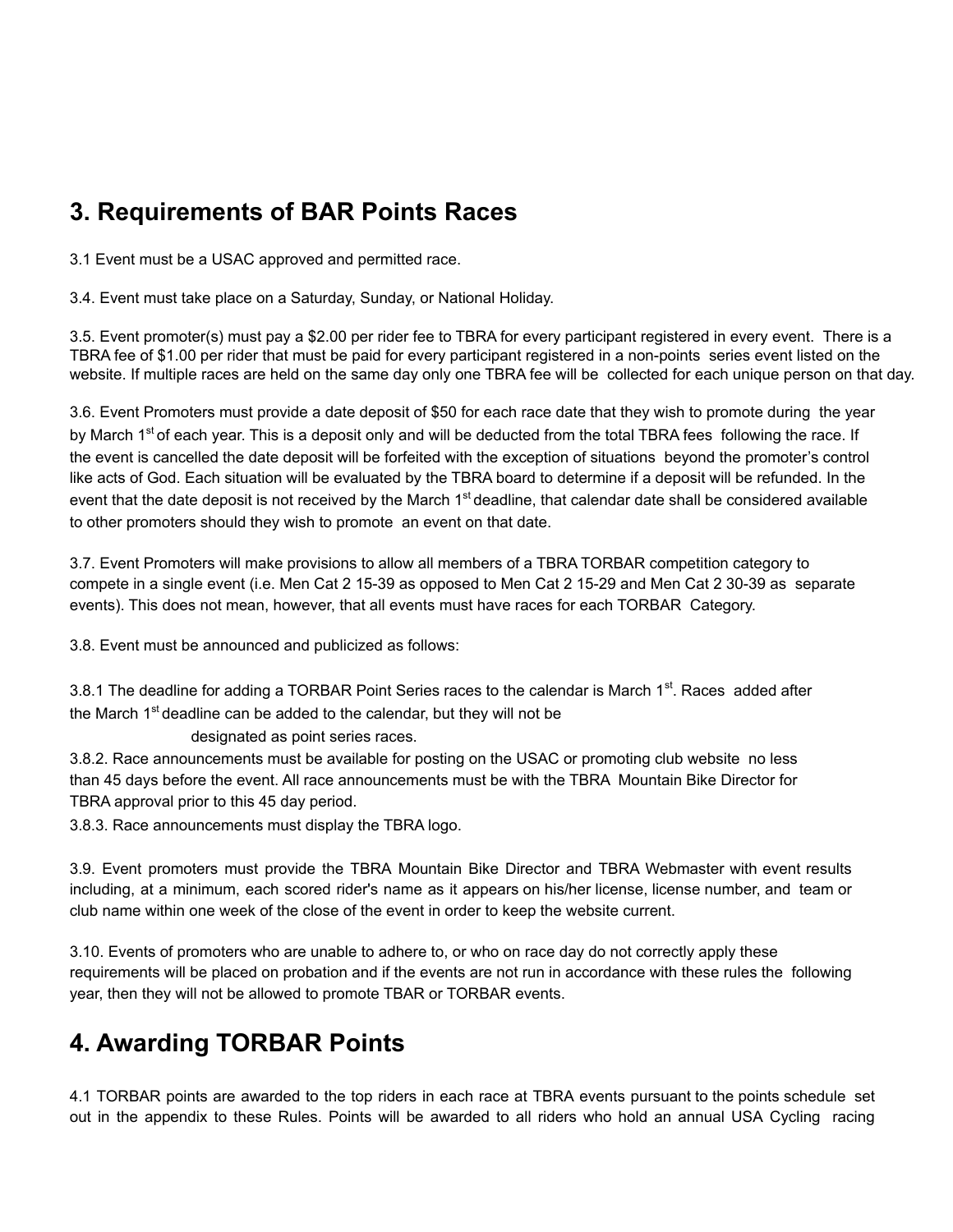## 3. Requirements of BAR Points Races

3.1 Event must be a USAC approved and permitted race.

3.4. Event must take place on a Saturday, Sunday, or National Holiday.

3.5. Event promoter(s) must pay a $2.00 per rider fee to TBRA for every participant registered in every event. There is a TBRA fee of $1.00 per rider that must be paid for every participant registered in a non-points series event listed on the website. If multiple races are held on the same day only one TBRA fee will be collected for each unique person on that day.

3.6. Event Promoters must provide a date deposit of $50 for each race date that they wish to promote during the year by March 1st of each year. This is a deposit only and will be deducted from the total TBRA fees following the race. If the event is cancelled the date deposit will be forfeited with the exception of situations beyond the promoter's control like acts of God. Each situation will be evaluated by the TBRA board to determine if a deposit will be refunded. In the event that the date deposit is not received by the March 1st deadline, that calendar date shall be considered available to other promoters should they wish to promote an event on that date.

3.7. Event Promoters will make provisions to allow all members of a TBRA TORBAR competition category to compete in a single event (i.e. Men Cat 2 15-39 as opposed to Men Cat 2 15-29 and Men Cat 2 30-39 as separate events). This does not mean, however, that all events must have races for each TORBAR Category.

3.8. Event must be announced and publicized as follows:

3.8.1 The deadline for adding a TORBAR Point Series races to the calendar is March 1st. Races added after the March 1st deadline can be added to the calendar, but they will not be designated as point series races.

3.8.2. Race announcements must be available for posting on the USAC or promoting club website no less than 45 days before the event. All race announcements must be with the TBRA Mountain Bike Director for TBRA approval prior to this 45 day period.

3.8.3. Race announcements must display the TBRA logo.

3.9. Event promoters must provide the TBRA Mountain Bike Director and TBRA Webmaster with event results including, at a minimum, each scored rider's name as it appears on his/her license, license number, and team or club name within one week of the close of the event in order to keep the website current.

3.10. Events of promoters who are unable to adhere to, or who on race day do not correctly apply these requirements will be placed on probation and if the events are not run in accordance with these rules the following year, then they will not be allowed to promote TBAR or TORBAR events.

## 4. Awarding TORBAR Points

4.1 TORBAR points are awarded to the top riders in each race at TBRA events pursuant to the points schedule set out in the appendix to these Rules. Points will be awarded to all riders who hold an annual USA Cycling racing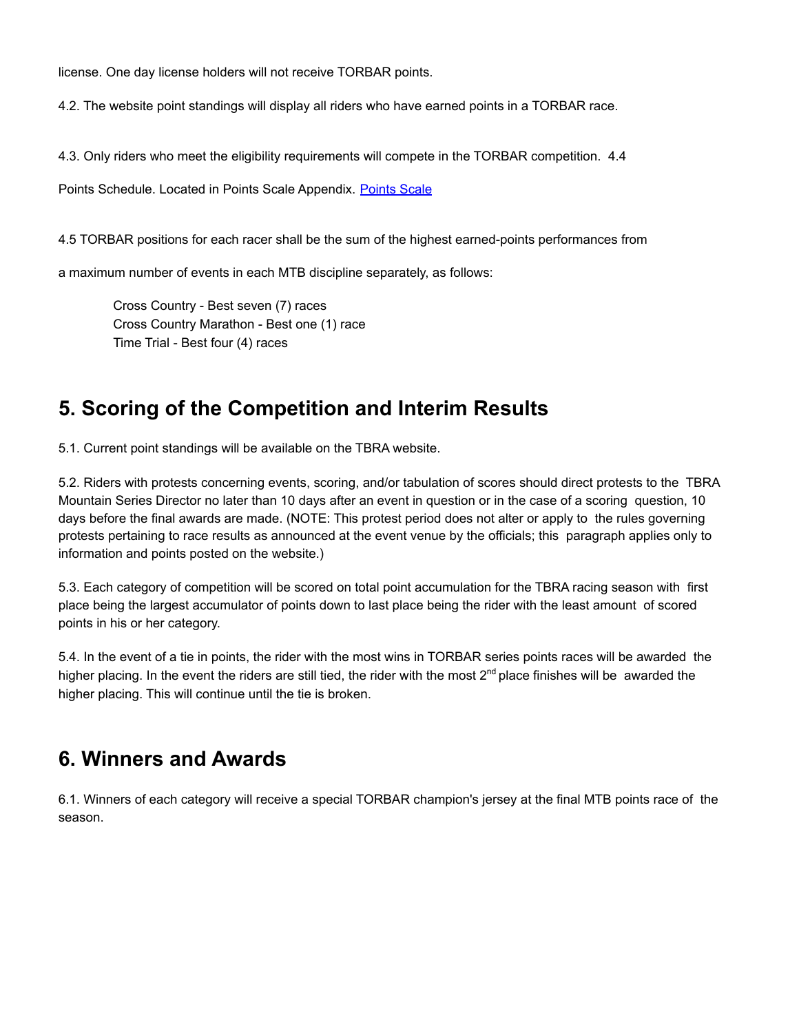license. One day license holders will not receive TORBAR points.

4.2. The website point standings will display all riders who have earned points in a TORBAR race.

4.3. Only riders who meet the eligibility requirements will compete in the TORBAR competition. 4.4

Points Schedule. Located in Points Scale Appendix. Points Scale

4.5 TORBAR positions for each racer shall be the sum of the highest earned-points performances from

a maximum number of events in each MTB discipline separately, as follows:

Cross Country - Best seven (7) races
Cross Country Marathon - Best one (1) race
Time Trial - Best four (4) races

## 5. Scoring of the Competition and Interim Results

5.1. Current point standings will be available on the TBRA website.

5.2. Riders with protests concerning events, scoring, and/or tabulation of scores should direct protests to the TBRA Mountain Series Director no later than 10 days after an event in question or in the case of a scoring question, 10 days before the final awards are made. (NOTE: This protest period does not alter or apply to the rules governing protests pertaining to race results as announced at the event venue by the officials; this paragraph applies only to information and points posted on the website.)

5.3. Each category of competition will be scored on total point accumulation for the TBRA racing season with first place being the largest accumulator of points down to last place being the rider with the least amount of scored points in his or her category.

5.4. In the event of a tie in points, the rider with the most wins in TORBAR series points races will be awarded the higher placing. In the event the riders are still tied, the rider with the most 2nd place finishes will be awarded the higher placing. This will continue until the tie is broken.

## 6. Winners and Awards

6.1. Winners of each category will receive a special TORBAR champion's jersey at the final MTB points race of the season.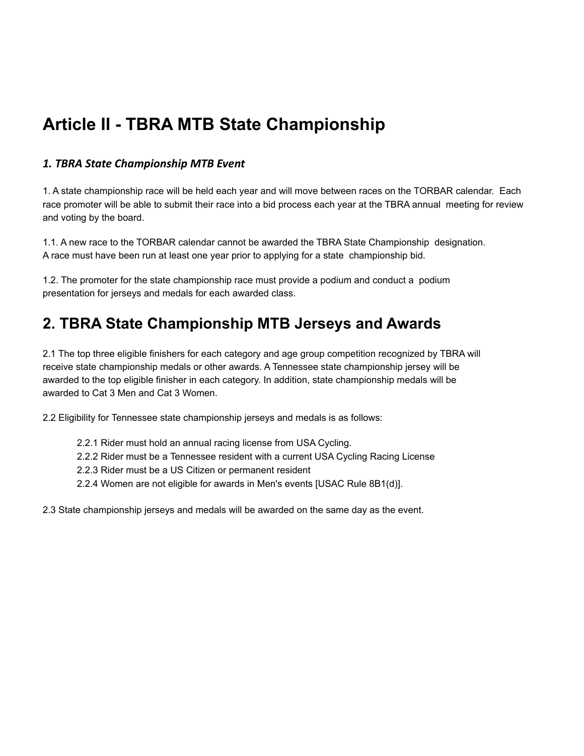# Article II - TBRA MTB State Championship

### *1. TBRA State Championship MTB Event*

1. A state championship race will be held each year and will move between races on the TORBAR calendar. Each race promoter will be able to submit their race into a bid process each year at the TBRA annual meeting for review and voting by the board.

1.1. A new race to the TORBAR calendar cannot be awarded the TBRA State Championship designation. A race must have been run at least one year prior to applying for a state championship bid.

1.2. The promoter for the state championship race must provide a podium and conduct a podium presentation for jerseys and medals for each awarded class.

## 2. TBRA State Championship MTB Jerseys and Awards

2.1 The top three eligible finishers for each category and age group competition recognized by TBRA will receive state championship medals or other awards. A Tennessee state championship jersey will be awarded to the top eligible finisher in each category. In addition, state championship medals will be awarded to Cat 3 Men and Cat 3 Women.

2.2 Eligibility for Tennessee state championship jerseys and medals is as follows:

- 2.2.1 Rider must hold an annual racing license from USA Cycling.
- 2.2.2 Rider must be a Tennessee resident with a current USA Cycling Racing License
- 2.2.3 Rider must be a US Citizen or permanent resident
- 2.2.4 Women are not eligible for awards in Men's events [USAC Rule 8B1(d)].

2.3 State championship jerseys and medals will be awarded on the same day as the event.